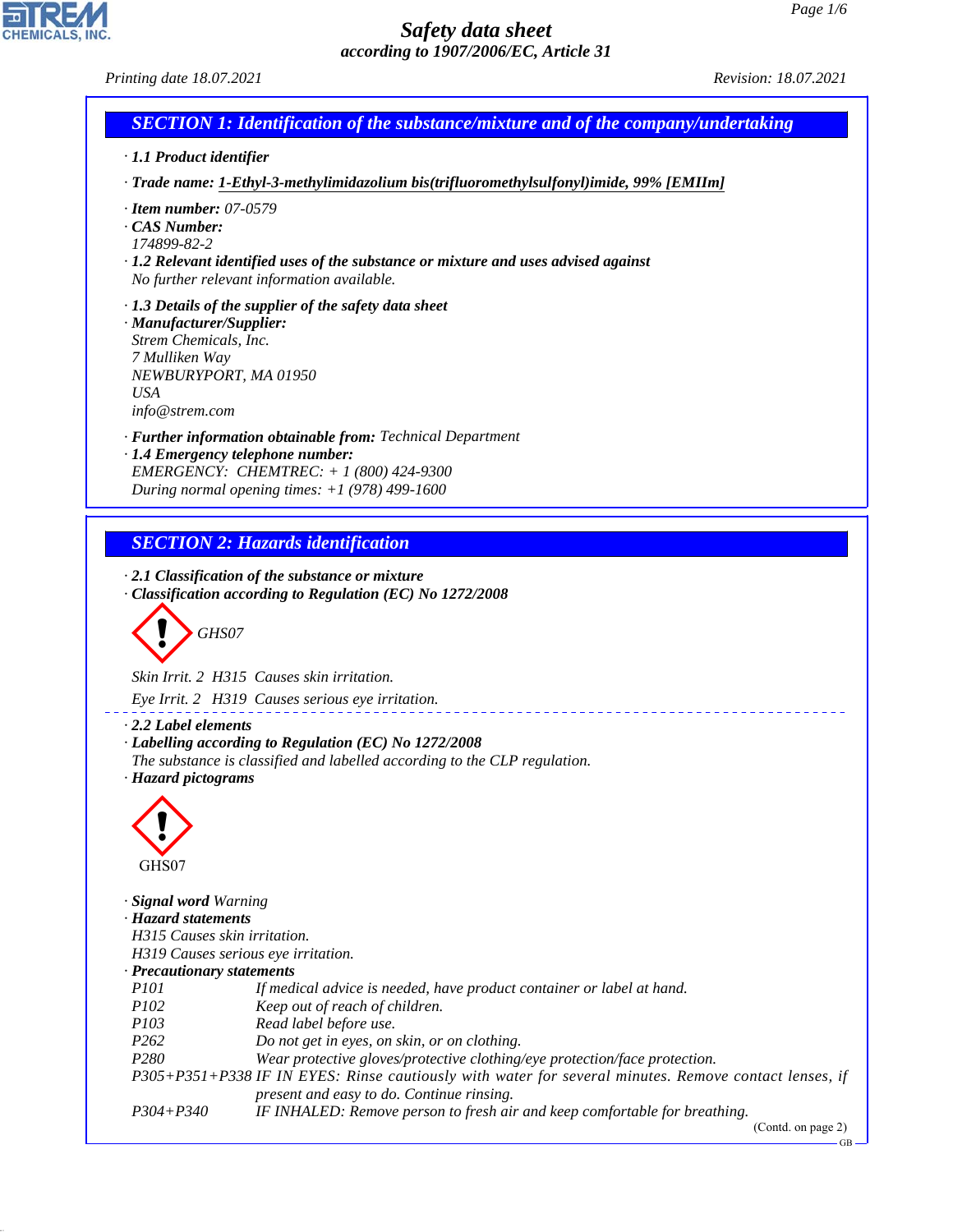# Safety data sheet

*according to 1907/2006/EC, Article 31*

*Printing date 18.07.2021* *Revision: 18.07.2021*

## SECTION 1: Identification of the substance/mixture and of the company/undertaking

· **1.1 Product identifier**

· **Trade name: 1-Ethyl-3-methylimidazolium bis(trifluoromethylsulfonyl)imide, 99% [EMIIm]**

· **Item number:** 07-0579
· **CAS Number:**
174899-82-2
· **1.2 Relevant identified uses of the substance or mixture and uses advised against**
No further relevant information available.

· **1.3 Details of the supplier of the safety data sheet**
· **Manufacturer/Supplier:**
Strem Chemicals, Inc.
7 Mulliken Way
NEWBURYPORT, MA 01950
USA
info@strem.com

· **Further information obtainable from:** Technical Department
· **1.4 Emergency telephone number:**
EMERGENCY: CHEMTREC: + 1 (800) 424-9300
During normal opening times: +1 (978) 499-1600

## SECTION 2: Hazards identification

· **2.1 Classification of the substance or mixture**
· **Classification according to Regulation (EC) No 1272/2008**

GHS07

Skin Irrit. 2 H315 Causes skin irritation.

Eye Irrit. 2 H319 Causes serious eye irritation.

· **2.2 Label elements**
· **Labelling according to Regulation (EC) No 1272/2008**
The substance is classified and labelled according to the CLP regulation.
· **Hazard pictograms**

GHS07

· **Signal word** Warning
· **Hazard statements**
H315 Causes skin irritation.
H319 Causes serious eye irritation.
· **Precautionary statements**

| | |
|---|---|
| P101 | If medical advice is needed, have product container or label at hand. |
| P102 | Keep out of reach of children. |
| P103 | Read label before use. |
| P262 | Do not get in eyes, on skin, or on clothing. |
| P280 | Wear protective gloves/protective clothing/eye protection/face protection. |
| P305+P351+P338 | IF IN EYES: Rinse cautiously with water for several minutes. Remove contact lenses, if present and easy to do. Continue rinsing. |
| P304+P340 | IF INHALED: Remove person to fresh air and keep comfortable for breathing. |

(Contd. on page 2)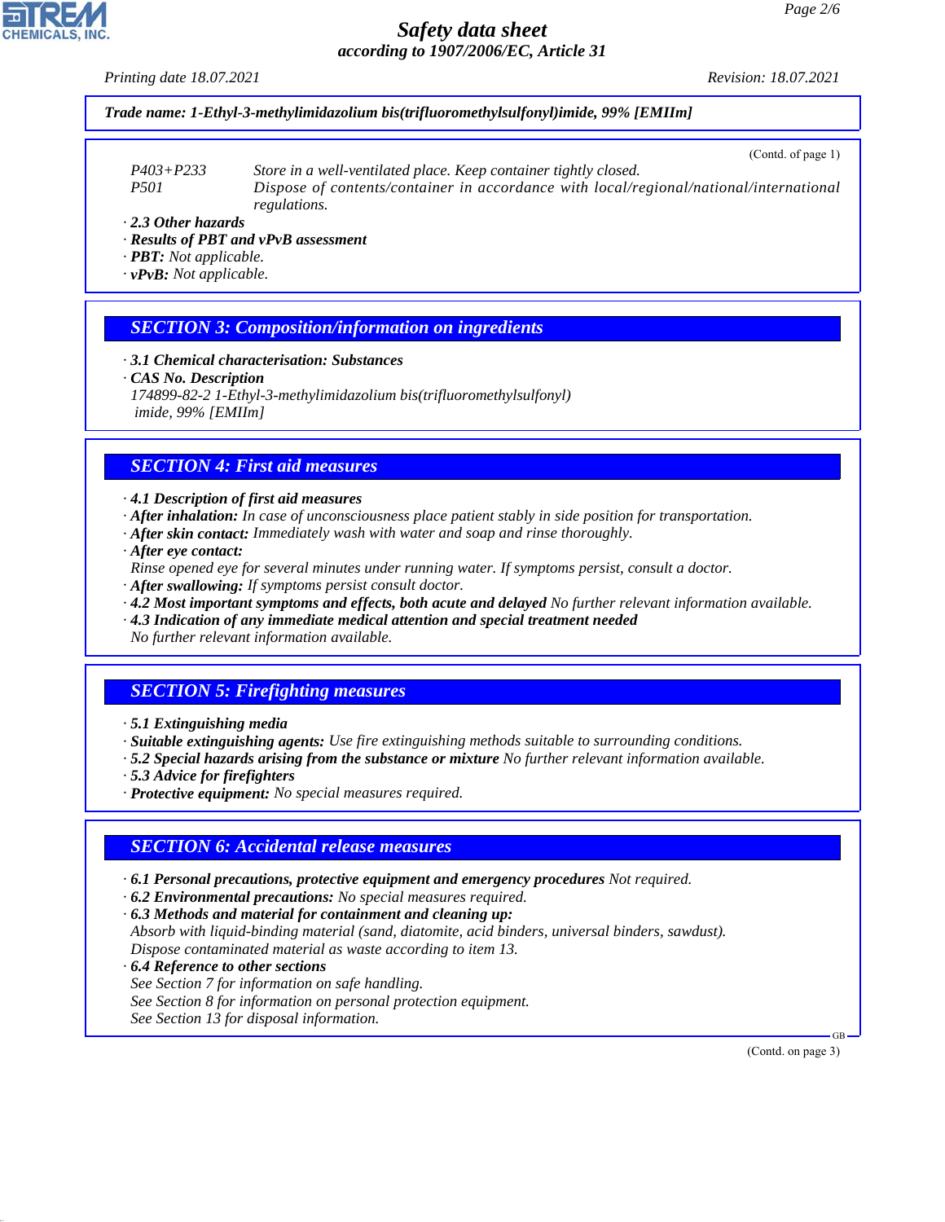Trade name: 1-Ethyl-3-methylimidazolium bis(trifluoromethylsulfonyl)imide, 99% [EMIIm]

(Contd. of page 1)

P403+P233 Store in a well-ventilated place. Keep container tightly closed.
P501 Dispose of contents/container in accordance with local/regional/national/international regulations.

· **2.3 Other hazards**
· **Results of PBT and vPvB assessment**
· **PBT:** Not applicable.
· **vPvB:** Not applicable.

## SECTION 3: Composition/information on ingredients

· **3.1 Chemical characterisation: Substances**
· **CAS No. Description**
174899-82-2 1-Ethyl-3-methylimidazolium bis(trifluoromethylsulfonyl) imide, 99% [EMIIm]

## SECTION 4: First aid measures

· **4.1 Description of first aid measures**
· **After inhalation:** In case of unconsciousness place patient stably in side position for transportation.
· **After skin contact:** Immediately wash with water and soap and rinse thoroughly.
· **After eye contact:**
Rinse opened eye for several minutes under running water. If symptoms persist, consult a doctor.
· **After swallowing:** If symptoms persist consult doctor.
· **4.2 Most important symptoms and effects, both acute and delayed** No further relevant information available.
· **4.3 Indication of any immediate medical attention and special treatment needed**
No further relevant information available.

## SECTION 5: Firefighting measures

· **5.1 Extinguishing media**
· **Suitable extinguishing agents:** Use fire extinguishing methods suitable to surrounding conditions.
· **5.2 Special hazards arising from the substance or mixture** No further relevant information available.
· **5.3 Advice for firefighters**
· **Protective equipment:** No special measures required.

## SECTION 6: Accidental release measures

· **6.1 Personal precautions, protective equipment and emergency procedures** Not required.
· **6.2 Environmental precautions:** No special measures required.
· **6.3 Methods and material for containment and cleaning up:**
Absorb with liquid-binding material (sand, diatomite, acid binders, universal binders, sawdust).
Dispose contaminated material as waste according to item 13.
· **6.4 Reference to other sections**
See Section 7 for information on safe handling.
See Section 8 for information on personal protection equipment.
See Section 13 for disposal information.

(Contd. on page 3)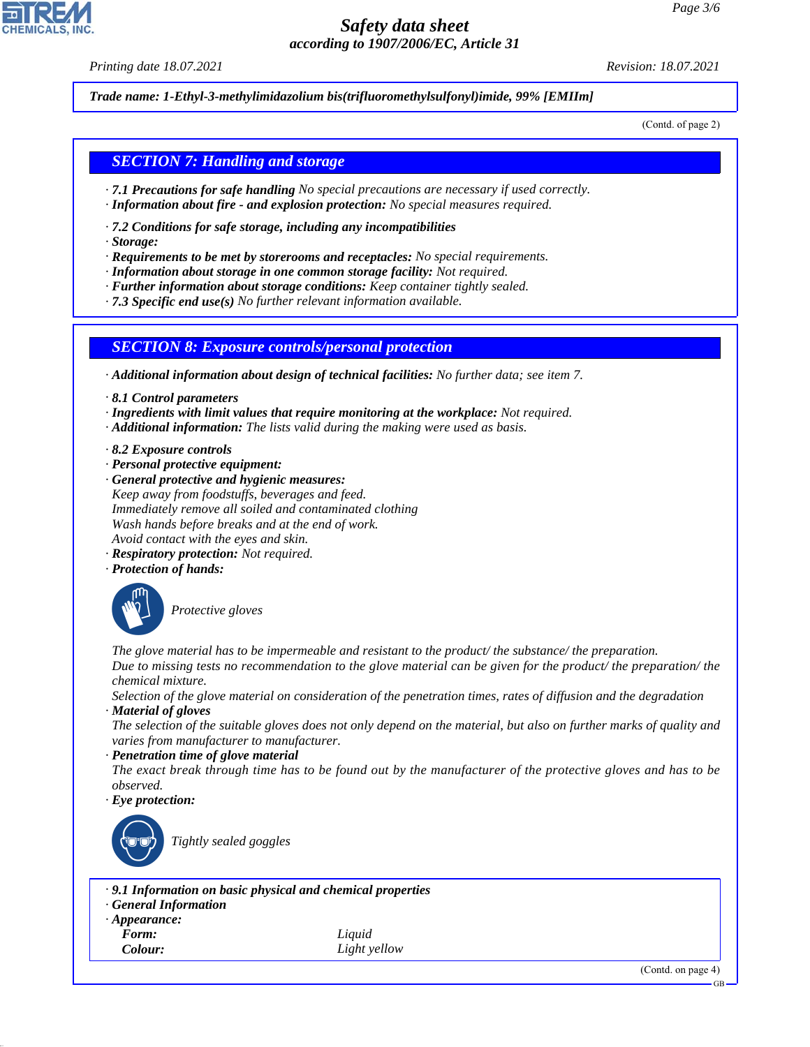Trade name: 1-Ethyl-3-methylimidazolium bis(trifluoromethylsulfonyl)imide, 99% [EMIIm]

(Contd. of page 2)

## SECTION 7: Handling and storage

- **7.1 Precautions for safe handling** No special precautions are necessary if used correctly.
- **Information about fire - and explosion protection:** No special measures required.
- **7.2 Conditions for safe storage, including any incompatibilities**
- **Storage:**
- **Requirements to be met by storerooms and receptacles:** No special requirements.
- **Information about storage in one common storage facility:** Not required.
- **Further information about storage conditions:** Keep container tightly sealed.
- **7.3 Specific end use(s)** No further relevant information available.

## SECTION 8: Exposure controls/personal protection

- **Additional information about design of technical facilities:** No further data; see item 7.
- **8.1 Control parameters**
- **Ingredients with limit values that require monitoring at the workplace:** Not required.
- **Additional information:** The lists valid during the making were used as basis.
- **8.2 Exposure controls**
- **Personal protective equipment:**
- **General protective and hygienic measures:**
  Keep away from foodstuffs, beverages and feed.
  Immediately remove all soiled and contaminated clothing
  Wash hands before breaks and at the end of work.
  Avoid contact with the eyes and skin.
- **Respiratory protection:** Not required.
- **Protection of hands:**

  Protective gloves

  The glove material has to be impermeable and resistant to the product/ the substance/ the preparation.
  Due to missing tests no recommendation to the glove material can be given for the product/ the preparation/ the chemical mixture.
  Selection of the glove material on consideration of the penetration times, rates of diffusion and the degradation
- **Material of gloves**
  The selection of the suitable gloves does not only depend on the material, but also on further marks of quality and varies from manufacturer to manufacturer.
- **Penetration time of glove material**
  The exact break through time has to be found out by the manufacturer of the protective gloves and has to be observed.
- **Eye protection:**

  Tightly sealed goggles

- **9.1 Information on basic physical and chemical properties**
- **General Information**
- **Appearance:**

| | |
|---|---|
| **Form:** | Liquid |
| **Colour:** | Light yellow |

(Contd. on page 4)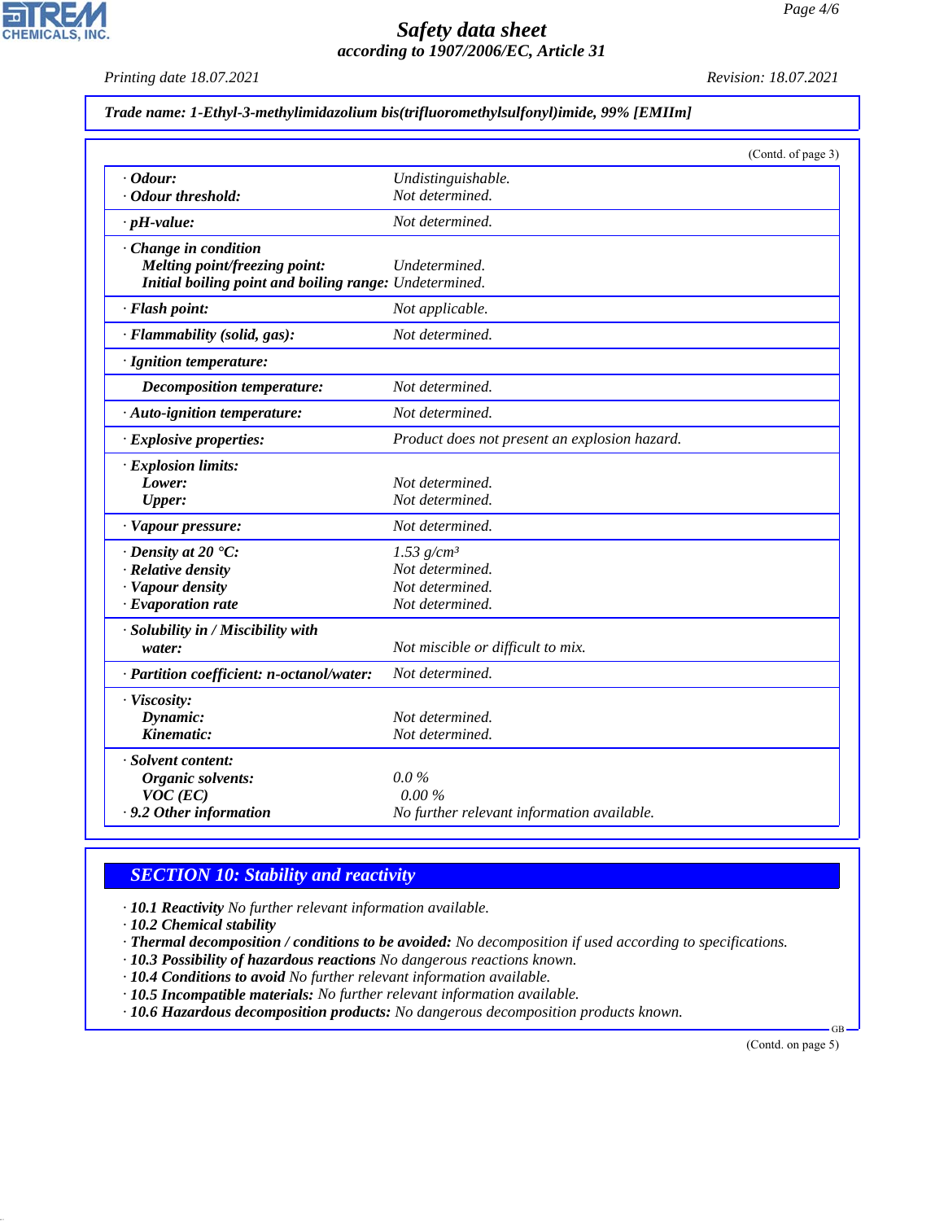*Trade name: 1-Ethyl-3-methylimidazolium bis(trifluoromethylsulfonyl)imide, 99% [EMIIm]*

(Contd. of page 3)

| | |
|---|---|
| **· Odour:** | Undistinguishable. |
| **· Odour threshold:** | Not determined. |
| **· pH-value:** | Not determined. |
| **· Change in condition** | |
| **Melting point/freezing point:** | Undetermined. |
| **Initial boiling point and boiling range:** | Undetermined. |
| **· Flash point:** | Not applicable. |
| **· Flammability (solid, gas):** | Not determined. |
| **· Ignition temperature:** | |
| **Decomposition temperature:** | Not determined. |
| **· Auto-ignition temperature:** | Not determined. |
| **· Explosive properties:** | Product does not present an explosion hazard. |
| **· Explosion limits:** | |
| **Lower:** | Not determined. |
| **Upper:** | Not determined. |
| **· Vapour pressure:** | Not determined. |
| **· Density at 20 °C:** | 1.53 g/cm³ |
| **· Relative density** | Not determined. |
| **· Vapour density** | Not determined. |
| **· Evaporation rate** | Not determined. |
| **· Solubility in / Miscibility with** | |
| **water:** | Not miscible or difficult to mix. |
| **· Partition coefficient: n-octanol/water:** | Not determined. |
| **· Viscosity:** | |
| **Dynamic:** | Not determined. |
| **Kinematic:** | Not determined. |
| **· Solvent content:** | |
| **Organic solvents:** | 0.0 % |
| **VOC (EC)** | 0.00 % |
| **· 9.2 Other information** | No further relevant information available. |

## SECTION 10: Stability and reactivity

· **10.1 Reactivity** No further relevant information available.
· **10.2 Chemical stability**
· **Thermal decomposition / conditions to be avoided:** No decomposition if used according to specifications.
· **10.3 Possibility of hazardous reactions** No dangerous reactions known.
· **10.4 Conditions to avoid** No further relevant information available.
· **10.5 Incompatible materials:** No further relevant information available.
· **10.6 Hazardous decomposition products:** No dangerous decomposition products known.

(Contd. on page 5)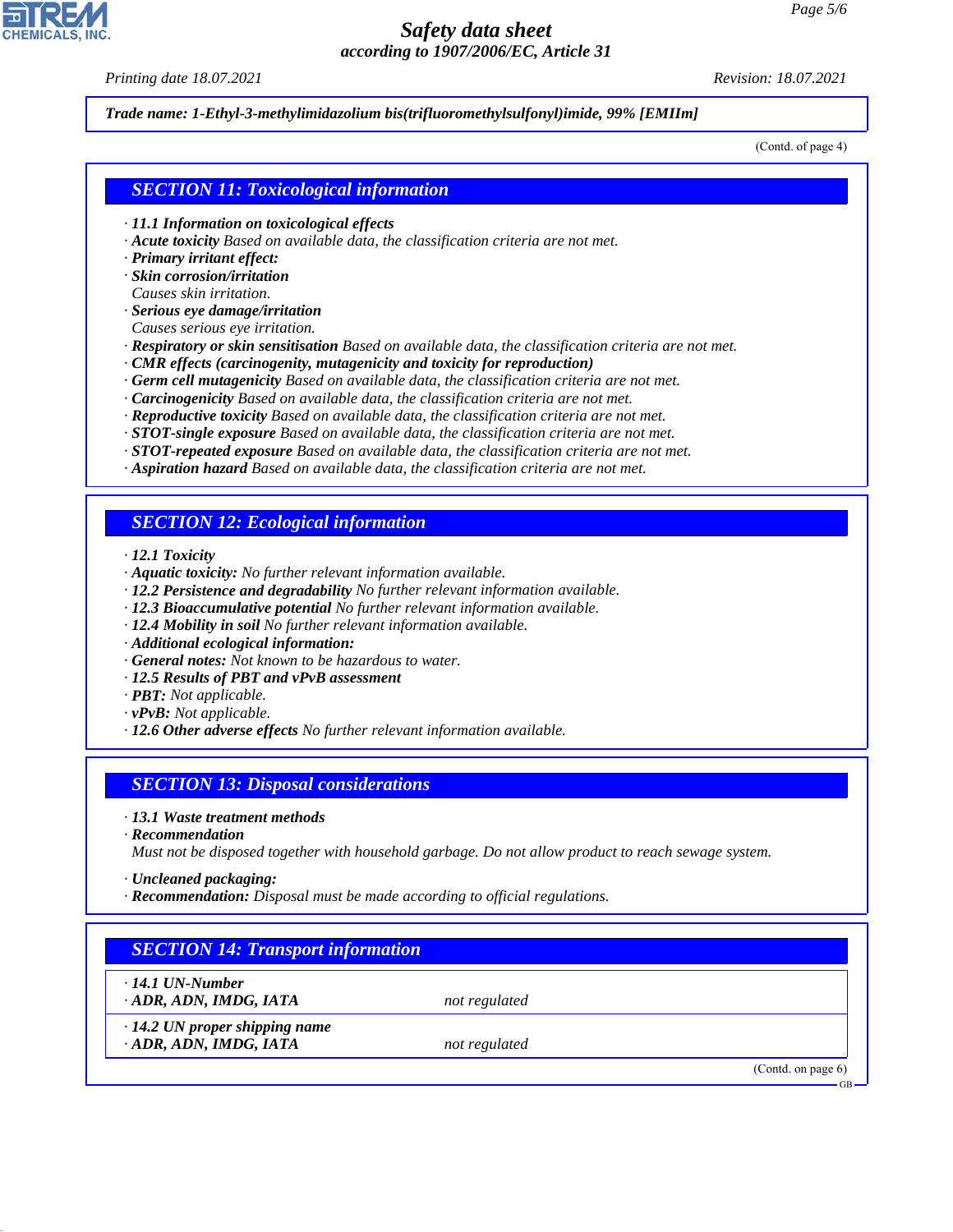*Trade name: 1-Ethyl-3-methylimidazolium bis(trifluoromethylsulfonyl)imide, 99% [EMIIm]*

(Contd. of page 4)

## SECTION 11: Toxicological information

- ***11.1 Information on toxicological effects***
- ***Acute toxicity*** *Based on available data, the classification criteria are not met.*
- ***Primary irritant effect:***
- ***Skin corrosion/irritation***
  *Causes skin irritation.*
- ***Serious eye damage/irritation***
  *Causes serious eye irritation.*
- ***Respiratory or skin sensitisation*** *Based on available data, the classification criteria are not met.*
- ***CMR effects (carcinogenity, mutagenicity and toxicity for reproduction)***
- ***Germ cell mutagenicity*** *Based on available data, the classification criteria are not met.*
- ***Carcinogenicity*** *Based on available data, the classification criteria are not met.*
- ***Reproductive toxicity*** *Based on available data, the classification criteria are not met.*
- ***STOT-single exposure*** *Based on available data, the classification criteria are not met.*
- ***STOT-repeated exposure*** *Based on available data, the classification criteria are not met.*
- ***Aspiration hazard*** *Based on available data, the classification criteria are not met.*

## SECTION 12: Ecological information

- ***12.1 Toxicity***
- ***Aquatic toxicity:*** *No further relevant information available.*
- ***12.2 Persistence and degradability*** *No further relevant information available.*
- ***12.3 Bioaccumulative potential*** *No further relevant information available.*
- ***12.4 Mobility in soil*** *No further relevant information available.*
- ***Additional ecological information:***
- ***General notes:*** *Not known to be hazardous to water.*
- ***12.5 Results of PBT and vPvB assessment***
- ***PBT:*** *Not applicable.*
- ***vPvB:*** *Not applicable.*
- ***12.6 Other adverse effects*** *No further relevant information available.*

## SECTION 13: Disposal considerations

- ***13.1 Waste treatment methods***
- ***Recommendation***
  *Must not be disposed together with household garbage. Do not allow product to reach sewage system.*

- ***Uncleaned packaging:***
- ***Recommendation:*** *Disposal must be made according to official regulations.*

## SECTION 14: Transport information

| | |
|---|---|
| ***· 14.1 UN-Number*** | |
| ***· ADR, ADN, IMDG, IATA*** | *not regulated* |
| ***· 14.2 UN proper shipping name*** | |
| ***· ADR, ADN, IMDG, IATA*** | *not regulated* |

(Contd. on page 6)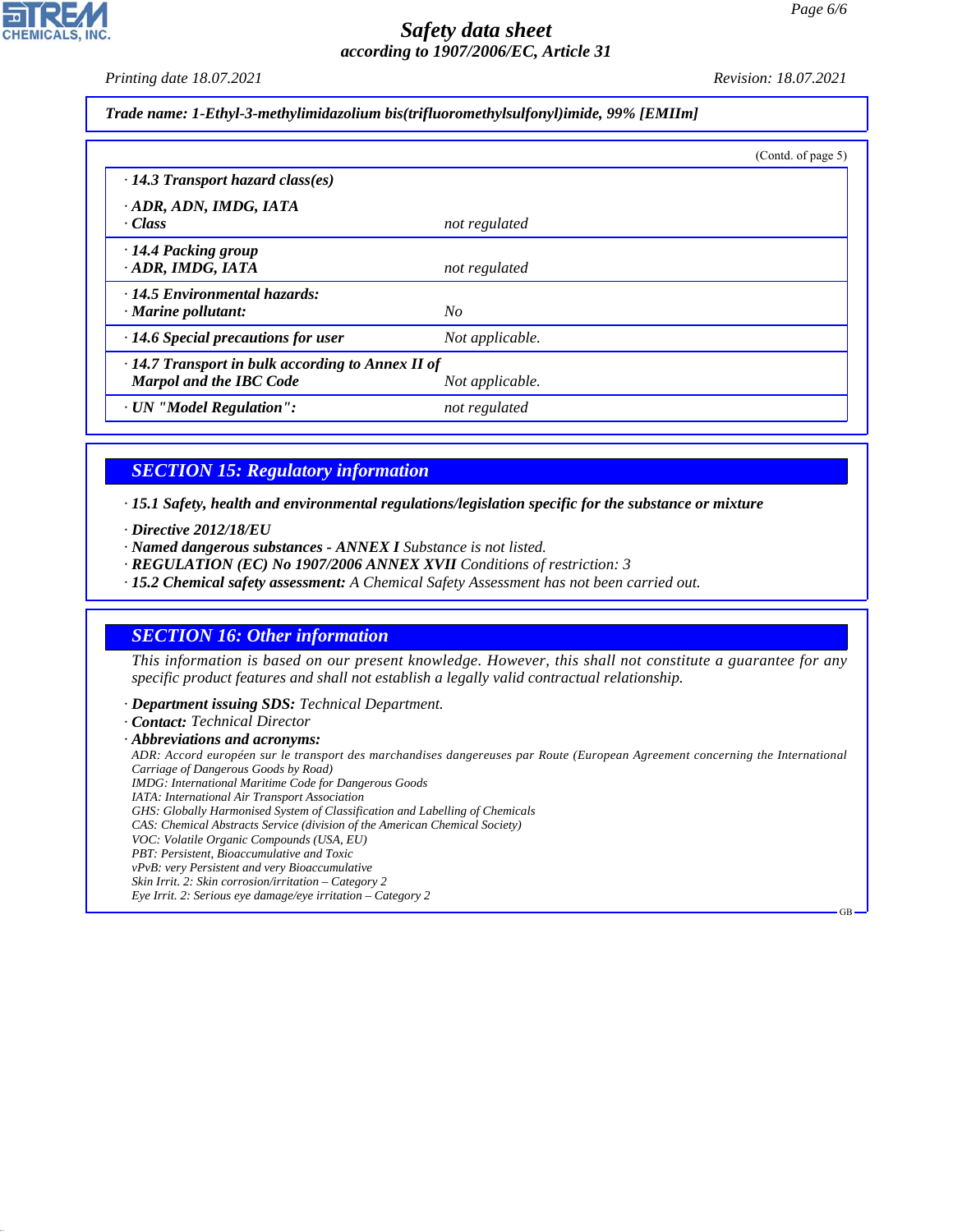**Trade name: 1-Ethyl-3-methylimidazolium bis(trifluoromethylsulfonyl)imide, 99% [EMIIm]**

(Contd. of page 5)

| | |
|---|---|
| · **14.3 Transport hazard class(es)** | |
| · **ADR, ADN, IMDG, IATA**<br>· **Class** | *not regulated* |
| · **14.4 Packing group**<br>· **ADR, IMDG, IATA** | *not regulated* |
| · **14.5 Environmental hazards:**<br>· **Marine pollutant:** | *No* |
| · **14.6 Special precautions for user** | *Not applicable.* |
| · **14.7 Transport in bulk according to Annex II of Marpol and the IBC Code** | *Not applicable.* |
| · **UN "Model Regulation":** | *not regulated* |

## SECTION 15: Regulatory information

· **15.1 Safety, health and environmental regulations/legislation specific for the substance or mixture**

· **Directive 2012/18/EU**
· **Named dangerous substances - ANNEX I** *Substance is not listed.*
· **REGULATION (EC) No 1907/2006 ANNEX XVII** *Conditions of restriction: 3*
· **15.2 Chemical safety assessment:** *A Chemical Safety Assessment has not been carried out.*

## SECTION 16: Other information

*This information is based on our present knowledge. However, this shall not constitute a guarantee for any specific product features and shall not establish a legally valid contractual relationship.*

· **Department issuing SDS:** *Technical Department.*
· **Contact:** *Technical Director*
· **Abbreviations and acronyms:**
*ADR: Accord européen sur le transport des marchandises dangereuses par Route (European Agreement concerning the International Carriage of Dangerous Goods by Road)*
*IMDG: International Maritime Code for Dangerous Goods*
*IATA: International Air Transport Association*
*GHS: Globally Harmonised System of Classification and Labelling of Chemicals*
*CAS: Chemical Abstracts Service (division of the American Chemical Society)*
*VOC: Volatile Organic Compounds (USA, EU)*
*PBT: Persistent, Bioaccumulative and Toxic*
*vPvB: very Persistent and very Bioaccumulative*
*Skin Irrit. 2: Skin corrosion/irritation – Category 2*
*Eye Irrit. 2: Serious eye damage/eye irritation – Category 2*